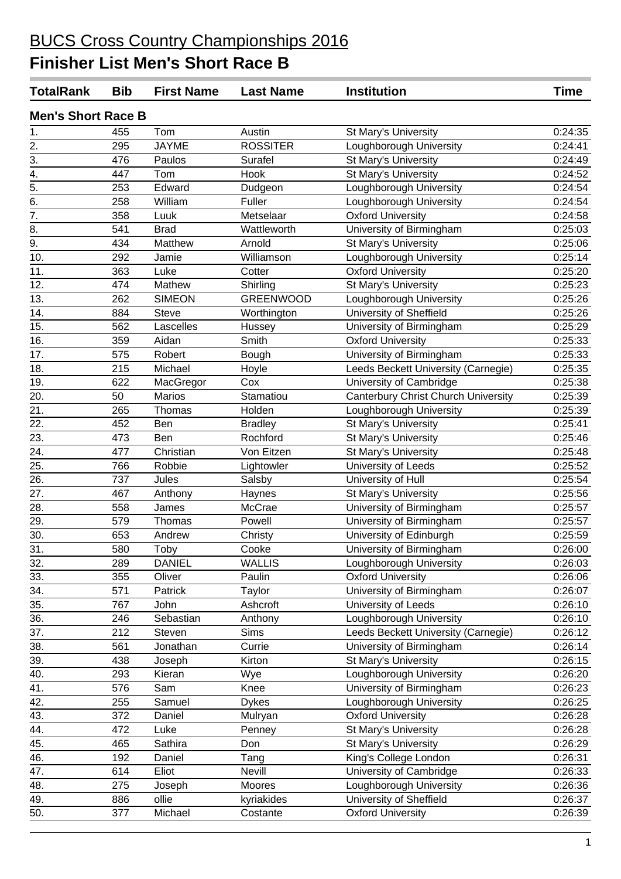# BUCS Cross Country Championships 2016

## Finisher List Men's Short Race B

| TotalRank | Bib | First Name | Last Name | Institution | Time |
|---|---|---|---|---|---|
| **Men's Short Race B** | | | | | |
| 1. | 455 | Tom | Austin | St Mary's University | 0:24:35 |
| 2. | 295 | JAYME | ROSSITER | Loughborough University | 0:24:41 |
| 3. | 476 | Paulos | Surafel | St Mary's University | 0:24:49 |
| 4. | 447 | Tom | Hook | St Mary's University | 0:24:52 |
| 5. | 253 | Edward | Dudgeon | Loughborough University | 0:24:54 |
| 6. | 258 | William | Fuller | Loughborough University | 0:24:54 |
| 7. | 358 | Luuk | Metselaar | Oxford University | 0:24:58 |
| 8. | 541 | Brad | Wattleworth | University of Birmingham | 0:25:03 |
| 9. | 434 | Matthew | Arnold | St Mary's University | 0:25:06 |
| 10. | 292 | Jamie | Williamson | Loughborough University | 0:25:14 |
| 11. | 363 | Luke | Cotter | Oxford University | 0:25:20 |
| 12. | 474 | Mathew | Shirling | St Mary's University | 0:25:23 |
| 13. | 262 | SIMEON | GREENWOOD | Loughborough University | 0:25:26 |
| 14. | 884 | Steve | Worthington | University of Sheffield | 0:25:26 |
| 15. | 562 | Lascelles | Hussey | University of Birmingham | 0:25:29 |
| 16. | 359 | Aidan | Smith | Oxford University | 0:25:33 |
| 17. | 575 | Robert | Bough | University of Birmingham | 0:25:33 |
| 18. | 215 | Michael | Hoyle | Leeds Beckett University (Carnegie) | 0:25:35 |
| 19. | 622 | MacGregor | Cox | University of Cambridge | 0:25:38 |
| 20. | 50 | Marios | Stamatiou | Canterbury Christ Church University | 0:25:39 |
| 21. | 265 | Thomas | Holden | Loughborough University | 0:25:39 |
| 22. | 452 | Ben | Bradley | St Mary's University | 0:25:41 |
| 23. | 473 | Ben | Rochford | St Mary's University | 0:25:46 |
| 24. | 477 | Christian | Von Eitzen | St Mary's University | 0:25:48 |
| 25. | 766 | Robbie | Lightowler | University of Leeds | 0:25:52 |
| 26. | 737 | Jules | Salsby | University of Hull | 0:25:54 |
| 27. | 467 | Anthony | Haynes | St Mary's University | 0:25:56 |
| 28. | 558 | James | McCrae | University of Birmingham | 0:25:57 |
| 29. | 579 | Thomas | Powell | University of Birmingham | 0:25:57 |
| 30. | 653 | Andrew | Christy | University of Edinburgh | 0:25:59 |
| 31. | 580 | Toby | Cooke | University of Birmingham | 0:26:00 |
| 32. | 289 | DANIEL | WALLIS | Loughborough University | 0:26:03 |
| 33. | 355 | Oliver | Paulin | Oxford University | 0:26:06 |
| 34. | 571 | Patrick | Taylor | University of Birmingham | 0:26:07 |
| 35. | 767 | John | Ashcroft | University of Leeds | 0:26:10 |
| 36. | 246 | Sebastian | Anthony | Loughborough University | 0:26:10 |
| 37. | 212 | Steven | Sims | Leeds Beckett University (Carnegie) | 0:26:12 |
| 38. | 561 | Jonathan | Currie | University of Birmingham | 0:26:14 |
| 39. | 438 | Joseph | Kirton | St Mary's University | 0:26:15 |
| 40. | 293 | Kieran | Wye | Loughborough University | 0:26:20 |
| 41. | 576 | Sam | Knee | University of Birmingham | 0:26:23 |
| 42. | 255 | Samuel | Dykes | Loughborough University | 0:26:25 |
| 43. | 372 | Daniel | Mulryan | Oxford University | 0:26:28 |
| 44. | 472 | Luke | Penney | St Mary's University | 0:26:28 |
| 45. | 465 | Sathira | Don | St Mary's University | 0:26:29 |
| 46. | 192 | Daniel | Tang | King's College London | 0:26:31 |
| 47. | 614 | Eliot | Nevill | University of Cambridge | 0:26:33 |
| 48. | 275 | Joseph | Moores | Loughborough University | 0:26:36 |
| 49. | 886 | ollie | kyriakides | University of Sheffield | 0:26:37 |
| 50. | 377 | Michael | Costante | Oxford University | 0:26:39 |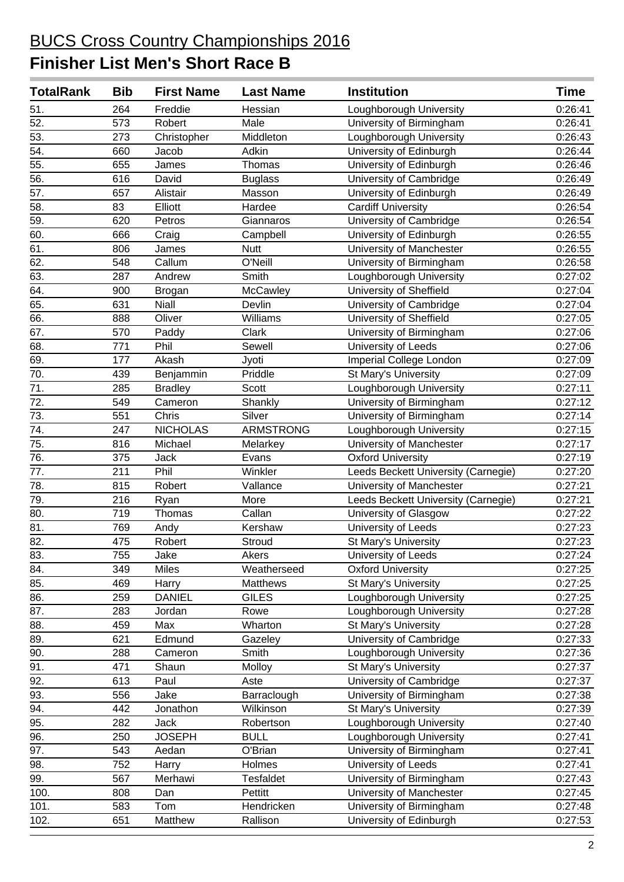# BUCS Cross Country Championships 2016

## Finisher List Men's Short Race B

| TotalRank | Bib | First Name | Last Name | Institution | Time |
|---|---|---|---|---|---|
| 51. | 264 | Freddie | Hessian | Loughborough University | 0:26:41 |
| 52. | 573 | Robert | Male | University of Birmingham | 0:26:41 |
| 53. | 273 | Christopher | Middleton | Loughborough University | 0:26:43 |
| 54. | 660 | Jacob | Adkin | University of Edinburgh | 0:26:44 |
| 55. | 655 | James | Thomas | University of Edinburgh | 0:26:46 |
| 56. | 616 | David | Buglass | University of Cambridge | 0:26:49 |
| 57. | 657 | Alistair | Masson | University of Edinburgh | 0:26:49 |
| 58. | 83 | Elliott | Hardee | Cardiff University | 0:26:54 |
| 59. | 620 | Petros | Giannaros | University of Cambridge | 0:26:54 |
| 60. | 666 | Craig | Campbell | University of Edinburgh | 0:26:55 |
| 61. | 806 | James | Nutt | University of Manchester | 0:26:55 |
| 62. | 548 | Callum | O'Neill | University of Birmingham | 0:26:58 |
| 63. | 287 | Andrew | Smith | Loughborough University | 0:27:02 |
| 64. | 900 | Brogan | McCawley | University of Sheffield | 0:27:04 |
| 65. | 631 | Niall | Devlin | University of Cambridge | 0:27:04 |
| 66. | 888 | Oliver | Williams | University of Sheffield | 0:27:05 |
| 67. | 570 | Paddy | Clark | University of Birmingham | 0:27:06 |
| 68. | 771 | Phil | Sewell | University of Leeds | 0:27:06 |
| 69. | 177 | Akash | Jyoti | Imperial College London | 0:27:09 |
| 70. | 439 | Benjammin | Priddle | St Mary's University | 0:27:09 |
| 71. | 285 | Bradley | Scott | Loughborough University | 0:27:11 |
| 72. | 549 | Cameron | Shankly | University of Birmingham | 0:27:12 |
| 73. | 551 | Chris | Silver | University of Birmingham | 0:27:14 |
| 74. | 247 | NICHOLAS | ARMSTRONG | Loughborough University | 0:27:15 |
| 75. | 816 | Michael | Melarkey | University of Manchester | 0:27:17 |
| 76. | 375 | Jack | Evans | Oxford University | 0:27:19 |
| 77. | 211 | Phil | Winkler | Leeds Beckett University (Carnegie) | 0:27:20 |
| 78. | 815 | Robert | Vallance | University of Manchester | 0:27:21 |
| 79. | 216 | Ryan | More | Leeds Beckett University (Carnegie) | 0:27:21 |
| 80. | 719 | Thomas | Callan | University of Glasgow | 0:27:22 |
| 81. | 769 | Andy | Kershaw | University of Leeds | 0:27:23 |
| 82. | 475 | Robert | Stroud | St Mary's University | 0:27:23 |
| 83. | 755 | Jake | Akers | University of Leeds | 0:27:24 |
| 84. | 349 | Miles | Weatherseed | Oxford University | 0:27:25 |
| 85. | 469 | Harry | Matthews | St Mary's University | 0:27:25 |
| 86. | 259 | DANIEL | GILES | Loughborough University | 0:27:25 |
| 87. | 283 | Jordan | Rowe | Loughborough University | 0:27:28 |
| 88. | 459 | Max | Wharton | St Mary's University | 0:27:28 |
| 89. | 621 | Edmund | Gazeley | University of Cambridge | 0:27:33 |
| 90. | 288 | Cameron | Smith | Loughborough University | 0:27:36 |
| 91. | 471 | Shaun | Molloy | St Mary's University | 0:27:37 |
| 92. | 613 | Paul | Aste | University of Cambridge | 0:27:37 |
| 93. | 556 | Jake | Barraclough | University of Birmingham | 0:27:38 |
| 94. | 442 | Jonathon | Wilkinson | St Mary's University | 0:27:39 |
| 95. | 282 | Jack | Robertson | Loughborough University | 0:27:40 |
| 96. | 250 | JOSEPH | BULL | Loughborough University | 0:27:41 |
| 97. | 543 | Aedan | O'Brian | University of Birmingham | 0:27:41 |
| 98. | 752 | Harry | Holmes | University of Leeds | 0:27:41 |
| 99. | 567 | Merhawi | Tesfaldet | University of Birmingham | 0:27:43 |
| 100. | 808 | Dan | Pettitt | University of Manchester | 0:27:45 |
| 101. | 583 | Tom | Hendricken | University of Birmingham | 0:27:48 |
| 102. | 651 | Matthew | Rallison | University of Edinburgh | 0:27:53 |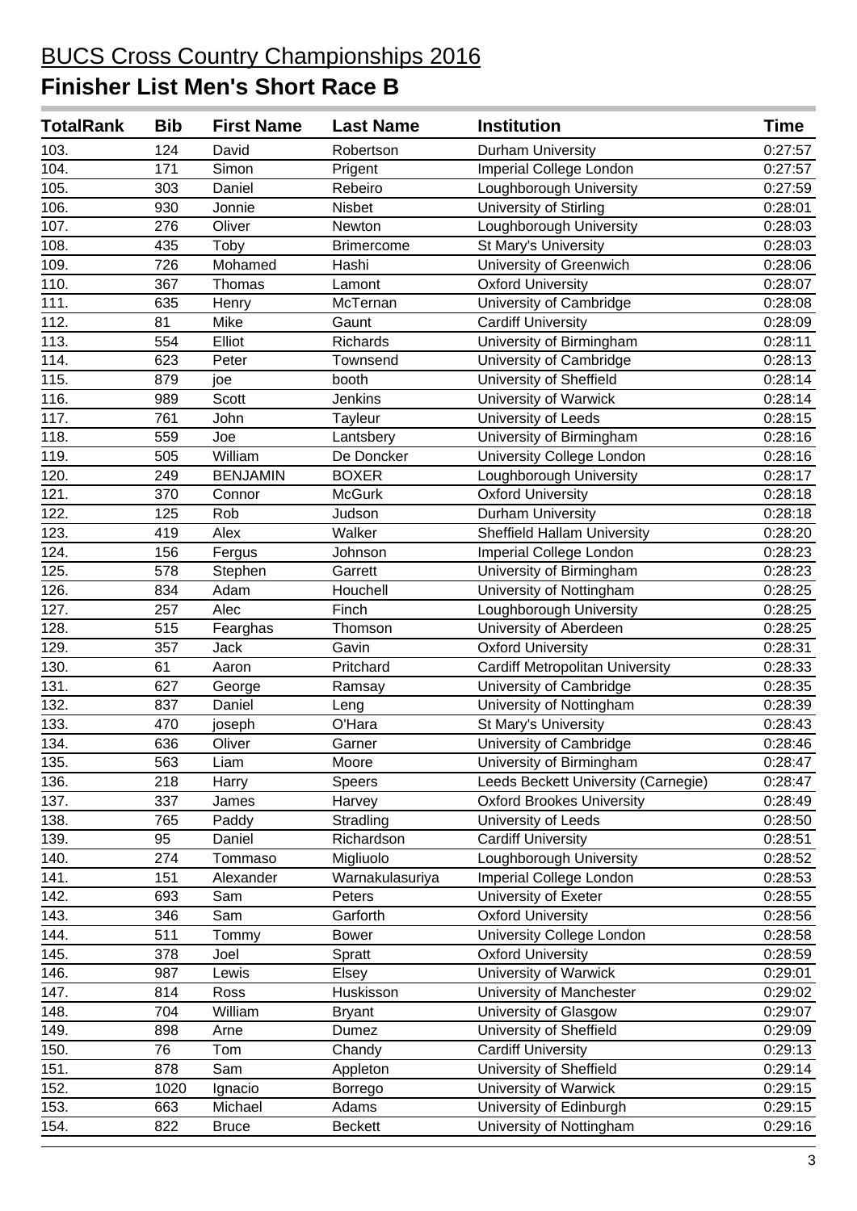# BUCS Cross Country Championships 2016

## Finisher List Men's Short Race B

| TotalRank | Bib | First Name | Last Name | Institution | Time |
|---|---|---|---|---|---|
| 103. | 124 | David | Robertson | Durham University | 0:27:57 |
| 104. | 171 | Simon | Prigent | Imperial College London | 0:27:57 |
| 105. | 303 | Daniel | Rebeiro | Loughborough University | 0:27:59 |
| 106. | 930 | Jonnie | Nisbet | University of Stirling | 0:28:01 |
| 107. | 276 | Oliver | Newton | Loughborough University | 0:28:03 |
| 108. | 435 | Toby | Brimercome | St Mary's University | 0:28:03 |
| 109. | 726 | Mohamed | Hashi | University of Greenwich | 0:28:06 |
| 110. | 367 | Thomas | Lamont | Oxford University | 0:28:07 |
| 111. | 635 | Henry | McTernan | University of Cambridge | 0:28:08 |
| 112. | 81 | Mike | Gaunt | Cardiff University | 0:28:09 |
| 113. | 554 | Elliot | Richards | University of Birmingham | 0:28:11 |
| 114. | 623 | Peter | Townsend | University of Cambridge | 0:28:13 |
| 115. | 879 | joe | booth | University of Sheffield | 0:28:14 |
| 116. | 989 | Scott | Jenkins | University of Warwick | 0:28:14 |
| 117. | 761 | John | Tayleur | University of Leeds | 0:28:15 |
| 118. | 559 | Joe | Lantsbery | University of Birmingham | 0:28:16 |
| 119. | 505 | William | De Doncker | University College London | 0:28:16 |
| 120. | 249 | BENJAMIN | BOXER | Loughborough University | 0:28:17 |
| 121. | 370 | Connor | McGurk | Oxford University | 0:28:18 |
| 122. | 125 | Rob | Judson | Durham University | 0:28:18 |
| 123. | 419 | Alex | Walker | Sheffield Hallam University | 0:28:20 |
| 124. | 156 | Fergus | Johnson | Imperial College London | 0:28:23 |
| 125. | 578 | Stephen | Garrett | University of Birmingham | 0:28:23 |
| 126. | 834 | Adam | Houchell | University of Nottingham | 0:28:25 |
| 127. | 257 | Alec | Finch | Loughborough University | 0:28:25 |
| 128. | 515 | Fearghas | Thomson | University of Aberdeen | 0:28:25 |
| 129. | 357 | Jack | Gavin | Oxford University | 0:28:31 |
| 130. | 61 | Aaron | Pritchard | Cardiff Metropolitan University | 0:28:33 |
| 131. | 627 | George | Ramsay | University of Cambridge | 0:28:35 |
| 132. | 837 | Daniel | Leng | University of Nottingham | 0:28:39 |
| 133. | 470 | joseph | O'Hara | St Mary's University | 0:28:43 |
| 134. | 636 | Oliver | Garner | University of Cambridge | 0:28:46 |
| 135. | 563 | Liam | Moore | University of Birmingham | 0:28:47 |
| 136. | 218 | Harry | Speers | Leeds Beckett University (Carnegie) | 0:28:47 |
| 137. | 337 | James | Harvey | Oxford Brookes University | 0:28:49 |
| 138. | 765 | Paddy | Stradling | University of Leeds | 0:28:50 |
| 139. | 95 | Daniel | Richardson | Cardiff University | 0:28:51 |
| 140. | 274 | Tommaso | Migliuolo | Loughborough University | 0:28:52 |
| 141. | 151 | Alexander | Warnakulasuriya | Imperial College London | 0:28:53 |
| 142. | 693 | Sam | Peters | University of Exeter | 0:28:55 |
| 143. | 346 | Sam | Garforth | Oxford University | 0:28:56 |
| 144. | 511 | Tommy | Bower | University College London | 0:28:58 |
| 145. | 378 | Joel | Spratt | Oxford University | 0:28:59 |
| 146. | 987 | Lewis | Elsey | University of Warwick | 0:29:01 |
| 147. | 814 | Ross | Huskisson | University of Manchester | 0:29:02 |
| 148. | 704 | William | Bryant | University of Glasgow | 0:29:07 |
| 149. | 898 | Arne | Dumez | University of Sheffield | 0:29:09 |
| 150. | 76 | Tom | Chandy | Cardiff University | 0:29:13 |
| 151. | 878 | Sam | Appleton | University of Sheffield | 0:29:14 |
| 152. | 1020 | Ignacio | Borrego | University of Warwick | 0:29:15 |
| 153. | 663 | Michael | Adams | University of Edinburgh | 0:29:15 |
| 154. | 822 | Bruce | Beckett | University of Nottingham | 0:29:16 |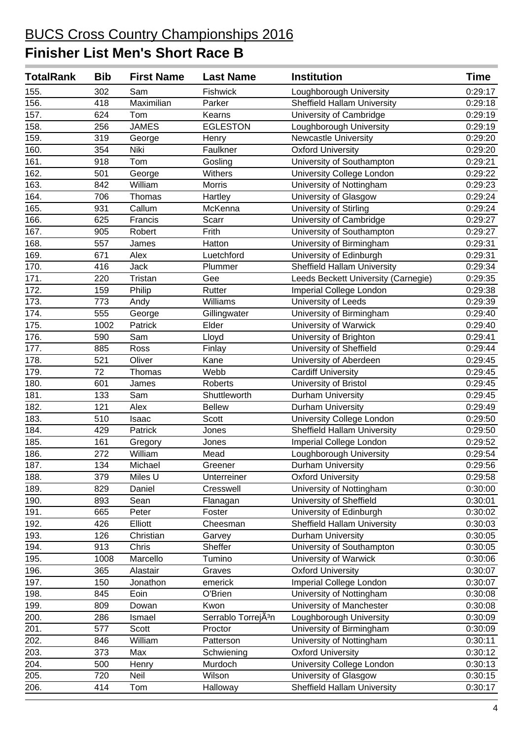# BUCS Cross Country Championships 2016

## Finisher List Men's Short Race B

| TotalRank | Bib | First Name | Last Name | Institution | Time |
|---|---|---|---|---|---|
| 155. | 302 | Sam | Fishwick | Loughborough University | 0:29:17 |
| 156. | 418 | Maximilian | Parker | Sheffield Hallam University | 0:29:18 |
| 157. | 624 | Tom | Kearns | University of Cambridge | 0:29:19 |
| 158. | 256 | JAMES | EGLESTON | Loughborough University | 0:29:19 |
| 159. | 319 | George | Henry | Newcastle University | 0:29:20 |
| 160. | 354 | Niki | Faulkner | Oxford University | 0:29:20 |
| 161. | 918 | Tom | Gosling | University of Southampton | 0:29:21 |
| 162. | 501 | George | Withers | University College London | 0:29:22 |
| 163. | 842 | William | Morris | University of Nottingham | 0:29:23 |
| 164. | 706 | Thomas | Hartley | University of Glasgow | 0:29:24 |
| 165. | 931 | Callum | McKenna | University of Stirling | 0:29:24 |
| 166. | 625 | Francis | Scarr | University of Cambridge | 0:29:27 |
| 167. | 905 | Robert | Frith | University of Southampton | 0:29:27 |
| 168. | 557 | James | Hatton | University of Birmingham | 0:29:31 |
| 169. | 671 | Alex | Luetchford | University of Edinburgh | 0:29:31 |
| 170. | 416 | Jack | Plummer | Sheffield Hallam University | 0:29:34 |
| 171. | 220 | Tristan | Gee | Leeds Beckett University (Carnegie) | 0:29:35 |
| 172. | 159 | Philip | Rutter | Imperial College London | 0:29:38 |
| 173. | 773 | Andy | Williams | University of Leeds | 0:29:39 |
| 174. | 555 | George | Gillingwater | University of Birmingham | 0:29:40 |
| 175. | 1002 | Patrick | Elder | University of Warwick | 0:29:40 |
| 176. | 590 | Sam | Lloyd | University of Brighton | 0:29:41 |
| 177. | 885 | Ross | Finlay | University of Sheffield | 0:29:44 |
| 178. | 521 | Oliver | Kane | University of Aberdeen | 0:29:45 |
| 179. | 72 | Thomas | Webb | Cardiff University | 0:29:45 |
| 180. | 601 | James | Roberts | University of Bristol | 0:29:45 |
| 181. | 133 | Sam | Shuttleworth | Durham University | 0:29:45 |
| 182. | 121 | Alex | Bellew | Durham University | 0:29:49 |
| 183. | 510 | Isaac | Scott | University College London | 0:29:50 |
| 184. | 429 | Patrick | Jones | Sheffield Hallam University | 0:29:50 |
| 185. | 161 | Gregory | Jones | Imperial College London | 0:29:52 |
| 186. | 272 | William | Mead | Loughborough University | 0:29:54 |
| 187. | 134 | Michael | Greener | Durham University | 0:29:56 |
| 188. | 379 | Miles U | Unterreiner | Oxford University | 0:29:58 |
| 189. | 829 | Daniel | Cresswell | University of Nottingham | 0:30:00 |
| 190. | 893 | Sean | Flanagan | University of Sheffield | 0:30:01 |
| 191. | 665 | Peter | Foster | University of Edinburgh | 0:30:02 |
| 192. | 426 | Elliott | Cheesman | Sheffield Hallam University | 0:30:03 |
| 193. | 126 | Christian | Garvey | Durham University | 0:30:05 |
| 194. | 913 | Chris | Sheffer | University of Southampton | 0:30:05 |
| 195. | 1008 | Marcello | Tumino | University of Warwick | 0:30:06 |
| 196. | 365 | Alastair | Graves | Oxford University | 0:30:07 |
| 197. | 150 | Jonathon | emerick | Imperial College London | 0:30:07 |
| 198. | 845 | Eoin | O'Brien | University of Nottingham | 0:30:08 |
| 199. | 809 | Dowan | Kwon | University of Manchester | 0:30:08 |
| 200. | 286 | Ismael | Serrablo TorrejÃ³n | Loughborough University | 0:30:09 |
| 201. | 577 | Scott | Proctor | University of Birmingham | 0:30:09 |
| 202. | 846 | William | Patterson | University of Nottingham | 0:30:11 |
| 203. | 373 | Max | Schwiening | Oxford University | 0:30:12 |
| 204. | 500 | Henry | Murdoch | University College London | 0:30:13 |
| 205. | 720 | Neil | Wilson | University of Glasgow | 0:30:15 |
| 206. | 414 | Tom | Halloway | Sheffield Hallam University | 0:30:17 |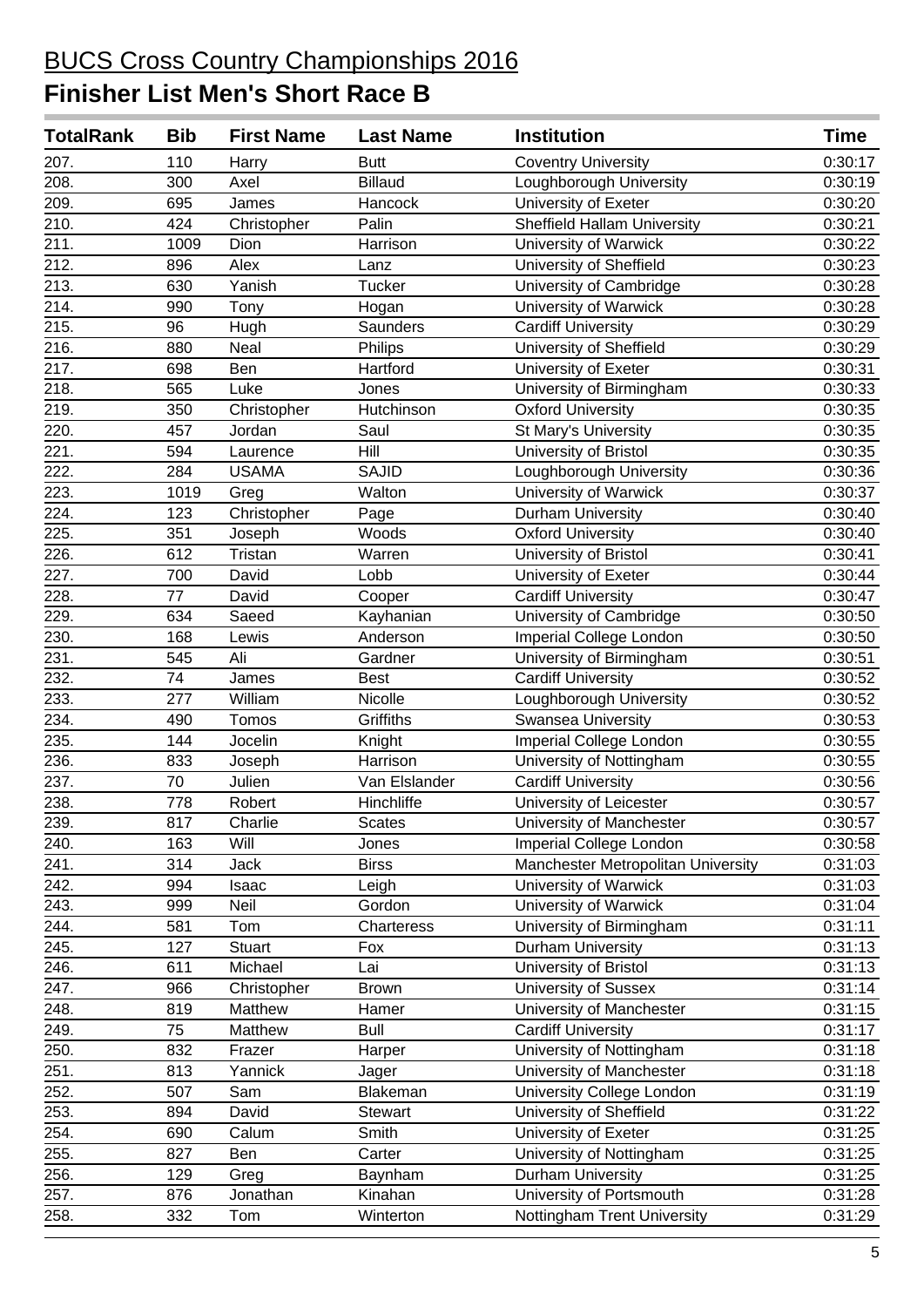# BUCS Cross Country Championships 2016

## Finisher List Men's Short Race B

| TotalRank | Bib | First Name | Last Name | Institution | Time |
|---|---|---|---|---|---|
| 207. | 110 | Harry | Butt | Coventry University | 0:30:17 |
| 208. | 300 | Axel | Billaud | Loughborough University | 0:30:19 |
| 209. | 695 | James | Hancock | University of Exeter | 0:30:20 |
| 210. | 424 | Christopher | Palin | Sheffield Hallam University | 0:30:21 |
| 211. | 1009 | Dion | Harrison | University of Warwick | 0:30:22 |
| 212. | 896 | Alex | Lanz | University of Sheffield | 0:30:23 |
| 213. | 630 | Yanish | Tucker | University of Cambridge | 0:30:28 |
| 214. | 990 | Tony | Hogan | University of Warwick | 0:30:28 |
| 215. | 96 | Hugh | Saunders | Cardiff University | 0:30:29 |
| 216. | 880 | Neal | Philips | University of Sheffield | 0:30:29 |
| 217. | 698 | Ben | Hartford | University of Exeter | 0:30:31 |
| 218. | 565 | Luke | Jones | University of Birmingham | 0:30:33 |
| 219. | 350 | Christopher | Hutchinson | Oxford University | 0:30:35 |
| 220. | 457 | Jordan | Saul | St Mary's University | 0:30:35 |
| 221. | 594 | Laurence | Hill | University of Bristol | 0:30:35 |
| 222. | 284 | USAMA | SAJID | Loughborough University | 0:30:36 |
| 223. | 1019 | Greg | Walton | University of Warwick | 0:30:37 |
| 224. | 123 | Christopher | Page | Durham University | 0:30:40 |
| 225. | 351 | Joseph | Woods | Oxford University | 0:30:40 |
| 226. | 612 | Tristan | Warren | University of Bristol | 0:30:41 |
| 227. | 700 | David | Lobb | University of Exeter | 0:30:44 |
| 228. | 77 | David | Cooper | Cardiff University | 0:30:47 |
| 229. | 634 | Saeed | Kayhanian | University of Cambridge | 0:30:50 |
| 230. | 168 | Lewis | Anderson | Imperial College London | 0:30:50 |
| 231. | 545 | Ali | Gardner | University of Birmingham | 0:30:51 |
| 232. | 74 | James | Best | Cardiff University | 0:30:52 |
| 233. | 277 | William | Nicolle | Loughborough University | 0:30:52 |
| 234. | 490 | Tomos | Griffiths | Swansea University | 0:30:53 |
| 235. | 144 | Jocelin | Knight | Imperial College London | 0:30:55 |
| 236. | 833 | Joseph | Harrison | University of Nottingham | 0:30:55 |
| 237. | 70 | Julien | Van Elslander | Cardiff University | 0:30:56 |
| 238. | 778 | Robert | Hinchliffe | University of Leicester | 0:30:57 |
| 239. | 817 | Charlie | Scates | University of Manchester | 0:30:57 |
| 240. | 163 | Will | Jones | Imperial College London | 0:30:58 |
| 241. | 314 | Jack | Birss | Manchester Metropolitan University | 0:31:03 |
| 242. | 994 | Isaac | Leigh | University of Warwick | 0:31:03 |
| 243. | 999 | Neil | Gordon | University of Warwick | 0:31:04 |
| 244. | 581 | Tom | Charteress | University of Birmingham | 0:31:11 |
| 245. | 127 | Stuart | Fox | Durham University | 0:31:13 |
| 246. | 611 | Michael | Lai | University of Bristol | 0:31:13 |
| 247. | 966 | Christopher | Brown | University of Sussex | 0:31:14 |
| 248. | 819 | Matthew | Hamer | University of Manchester | 0:31:15 |
| 249. | 75 | Matthew | Bull | Cardiff University | 0:31:17 |
| 250. | 832 | Frazer | Harper | University of Nottingham | 0:31:18 |
| 251. | 813 | Yannick | Jager | University of Manchester | 0:31:18 |
| 252. | 507 | Sam | Blakeman | University College London | 0:31:19 |
| 253. | 894 | David | Stewart | University of Sheffield | 0:31:22 |
| 254. | 690 | Calum | Smith | University of Exeter | 0:31:25 |
| 255. | 827 | Ben | Carter | University of Nottingham | 0:31:25 |
| 256. | 129 | Greg | Baynham | Durham University | 0:31:25 |
| 257. | 876 | Jonathan | Kinahan | University of Portsmouth | 0:31:28 |
| 258. | 332 | Tom | Winterton | Nottingham Trent University | 0:31:29 |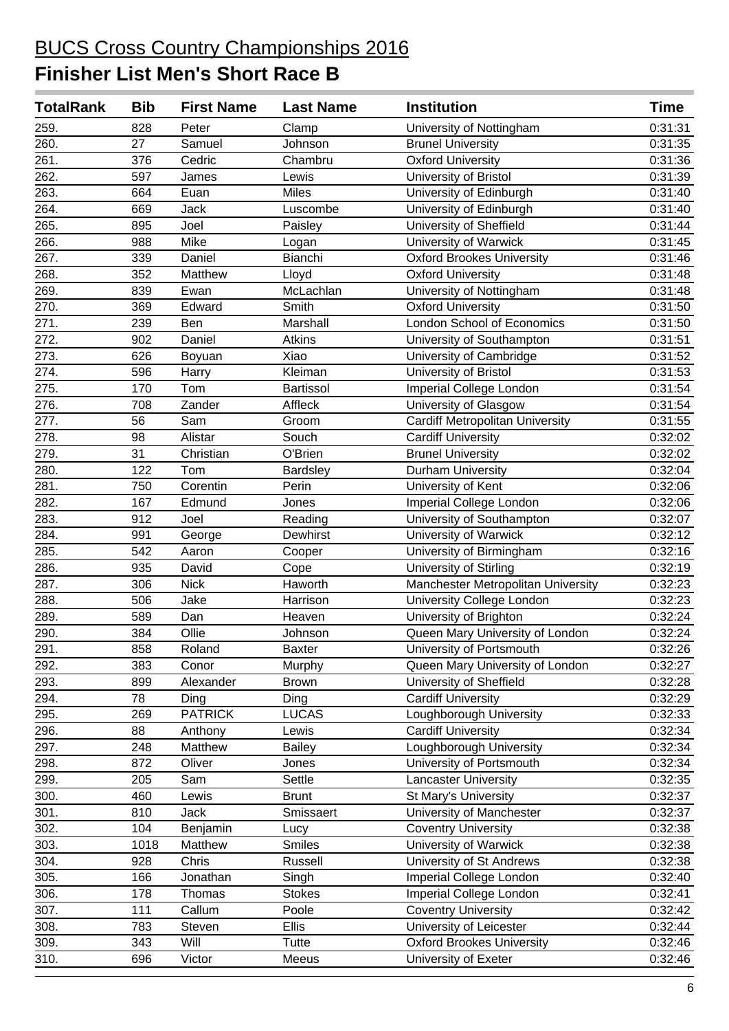# BUCS Cross Country Championships 2016

# Finisher List Men's Short Race B

| TotalRank | Bib | First Name | Last Name | Institution | Time |
|---|---|---|---|---|---|
| 259. | 828 | Peter | Clamp | University of Nottingham | 0:31:31 |
| 260. | 27 | Samuel | Johnson | Brunel University | 0:31:35 |
| 261. | 376 | Cedric | Chambru | Oxford University | 0:31:36 |
| 262. | 597 | James | Lewis | University of Bristol | 0:31:39 |
| 263. | 664 | Euan | Miles | University of Edinburgh | 0:31:40 |
| 264. | 669 | Jack | Luscombe | University of Edinburgh | 0:31:40 |
| 265. | 895 | Joel | Paisley | University of Sheffield | 0:31:44 |
| 266. | 988 | Mike | Logan | University of Warwick | 0:31:45 |
| 267. | 339 | Daniel | Bianchi | Oxford Brookes University | 0:31:46 |
| 268. | 352 | Matthew | Lloyd | Oxford University | 0:31:48 |
| 269. | 839 | Ewan | McLachlan | University of Nottingham | 0:31:48 |
| 270. | 369 | Edward | Smith | Oxford University | 0:31:50 |
| 271. | 239 | Ben | Marshall | London School of Economics | 0:31:50 |
| 272. | 902 | Daniel | Atkins | University of Southampton | 0:31:51 |
| 273. | 626 | Boyuan | Xiao | University of Cambridge | 0:31:52 |
| 274. | 596 | Harry | Kleiman | University of Bristol | 0:31:53 |
| 275. | 170 | Tom | Bartissol | Imperial College London | 0:31:54 |
| 276. | 708 | Zander | Affleck | University of Glasgow | 0:31:54 |
| 277. | 56 | Sam | Groom | Cardiff Metropolitan University | 0:31:55 |
| 278. | 98 | Alistar | Souch | Cardiff University | 0:32:02 |
| 279. | 31 | Christian | O'Brien | Brunel University | 0:32:02 |
| 280. | 122 | Tom | Bardsley | Durham University | 0:32:04 |
| 281. | 750 | Corentin | Perin | University of Kent | 0:32:06 |
| 282. | 167 | Edmund | Jones | Imperial College London | 0:32:06 |
| 283. | 912 | Joel | Reading | University of Southampton | 0:32:07 |
| 284. | 991 | George | Dewhirst | University of Warwick | 0:32:12 |
| 285. | 542 | Aaron | Cooper | University of Birmingham | 0:32:16 |
| 286. | 935 | David | Cope | University of Stirling | 0:32:19 |
| 287. | 306 | Nick | Haworth | Manchester Metropolitan University | 0:32:23 |
| 288. | 506 | Jake | Harrison | University College London | 0:32:23 |
| 289. | 589 | Dan | Heaven | University of Brighton | 0:32:24 |
| 290. | 384 | Ollie | Johnson | Queen Mary University of London | 0:32:24 |
| 291. | 858 | Roland | Baxter | University of Portsmouth | 0:32:26 |
| 292. | 383 | Conor | Murphy | Queen Mary University of London | 0:32:27 |
| 293. | 899 | Alexander | Brown | University of Sheffield | 0:32:28 |
| 294. | 78 | Ding | Ding | Cardiff University | 0:32:29 |
| 295. | 269 | PATRICK | LUCAS | Loughborough University | 0:32:33 |
| 296. | 88 | Anthony | Lewis | Cardiff University | 0:32:34 |
| 297. | 248 | Matthew | Bailey | Loughborough University | 0:32:34 |
| 298. | 872 | Oliver | Jones | University of Portsmouth | 0:32:34 |
| 299. | 205 | Sam | Settle | Lancaster University | 0:32:35 |
| 300. | 460 | Lewis | Brunt | St Mary's University | 0:32:37 |
| 301. | 810 | Jack | Smissaert | University of Manchester | 0:32:37 |
| 302. | 104 | Benjamin | Lucy | Coventry University | 0:32:38 |
| 303. | 1018 | Matthew | Smiles | University of Warwick | 0:32:38 |
| 304. | 928 | Chris | Russell | University of St Andrews | 0:32:38 |
| 305. | 166 | Jonathan | Singh | Imperial College London | 0:32:40 |
| 306. | 178 | Thomas | Stokes | Imperial College London | 0:32:41 |
| 307. | 111 | Callum | Poole | Coventry University | 0:32:42 |
| 308. | 783 | Steven | Ellis | University of Leicester | 0:32:44 |
| 309. | 343 | Will | Tutte | Oxford Brookes University | 0:32:46 |
| 310. | 696 | Victor | Meeus | University of Exeter | 0:32:46 |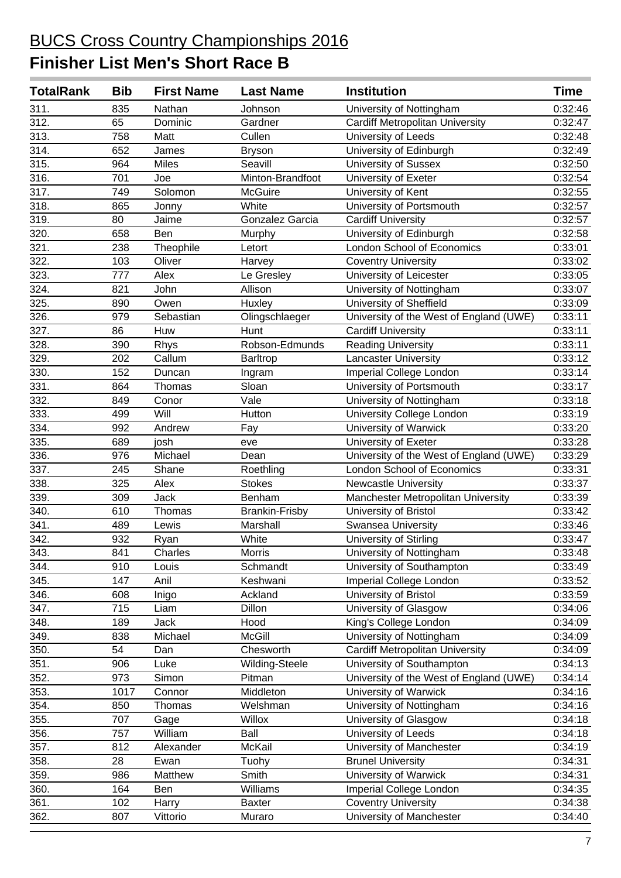# BUCS Cross Country Championships 2016

## Finisher List Men's Short Race B

| TotalRank | Bib | First Name | Last Name | Institution | Time |
|---|---|---|---|---|---|
| 311. | 835 | Nathan | Johnson | University of Nottingham | 0:32:46 |
| 312. | 65 | Dominic | Gardner | Cardiff Metropolitan University | 0:32:47 |
| 313. | 758 | Matt | Cullen | University of Leeds | 0:32:48 |
| 314. | 652 | James | Bryson | University of Edinburgh | 0:32:49 |
| 315. | 964 | Miles | Seavill | University of Sussex | 0:32:50 |
| 316. | 701 | Joe | Minton-Brandfoot | University of Exeter | 0:32:54 |
| 317. | 749 | Solomon | McGuire | University of Kent | 0:32:55 |
| 318. | 865 | Jonny | White | University of Portsmouth | 0:32:57 |
| 319. | 80 | Jaime | Gonzalez Garcia | Cardiff University | 0:32:57 |
| 320. | 658 | Ben | Murphy | University of Edinburgh | 0:32:58 |
| 321. | 238 | Theophile | Letort | London School of Economics | 0:33:01 |
| 322. | 103 | Oliver | Harvey | Coventry University | 0:33:02 |
| 323. | 777 | Alex | Le Gresley | University of Leicester | 0:33:05 |
| 324. | 821 | John | Allison | University of Nottingham | 0:33:07 |
| 325. | 890 | Owen | Huxley | University of Sheffield | 0:33:09 |
| 326. | 979 | Sebastian | Olingschlaeger | University of the West of England (UWE) | 0:33:11 |
| 327. | 86 | Huw | Hunt | Cardiff University | 0:33:11 |
| 328. | 390 | Rhys | Robson-Edmunds | Reading University | 0:33:11 |
| 329. | 202 | Callum | Barltrop | Lancaster University | 0:33:12 |
| 330. | 152 | Duncan | Ingram | Imperial College London | 0:33:14 |
| 331. | 864 | Thomas | Sloan | University of Portsmouth | 0:33:17 |
| 332. | 849 | Conor | Vale | University of Nottingham | 0:33:18 |
| 333. | 499 | Will | Hutton | University College London | 0:33:19 |
| 334. | 992 | Andrew | Fay | University of Warwick | 0:33:20 |
| 335. | 689 | josh | eve | University of Exeter | 0:33:28 |
| 336. | 976 | Michael | Dean | University of the West of England (UWE) | 0:33:29 |
| 337. | 245 | Shane | Roethling | London School of Economics | 0:33:31 |
| 338. | 325 | Alex | Stokes | Newcastle University | 0:33:37 |
| 339. | 309 | Jack | Benham | Manchester Metropolitan University | 0:33:39 |
| 340. | 610 | Thomas | Brankin-Frisby | University of Bristol | 0:33:42 |
| 341. | 489 | Lewis | Marshall | Swansea University | 0:33:46 |
| 342. | 932 | Ryan | White | University of Stirling | 0:33:47 |
| 343. | 841 | Charles | Morris | University of Nottingham | 0:33:48 |
| 344. | 910 | Louis | Schmandt | University of Southampton | 0:33:49 |
| 345. | 147 | Anil | Keshwani | Imperial College London | 0:33:52 |
| 346. | 608 | Inigo | Ackland | University of Bristol | 0:33:59 |
| 347. | 715 | Liam | Dillon | University of Glasgow | 0:34:06 |
| 348. | 189 | Jack | Hood | King's College London | 0:34:09 |
| 349. | 838 | Michael | McGill | University of Nottingham | 0:34:09 |
| 350. | 54 | Dan | Chesworth | Cardiff Metropolitan University | 0:34:09 |
| 351. | 906 | Luke | Wilding-Steele | University of Southampton | 0:34:13 |
| 352. | 973 | Simon | Pitman | University of the West of England (UWE) | 0:34:14 |
| 353. | 1017 | Connor | Middleton | University of Warwick | 0:34:16 |
| 354. | 850 | Thomas | Welshman | University of Nottingham | 0:34:16 |
| 355. | 707 | Gage | Willox | University of Glasgow | 0:34:18 |
| 356. | 757 | William | Ball | University of Leeds | 0:34:18 |
| 357. | 812 | Alexander | McKail | University of Manchester | 0:34:19 |
| 358. | 28 | Ewan | Tuohy | Brunel University | 0:34:31 |
| 359. | 986 | Matthew | Smith | University of Warwick | 0:34:31 |
| 360. | 164 | Ben | Williams | Imperial College London | 0:34:35 |
| 361. | 102 | Harry | Baxter | Coventry University | 0:34:38 |
| 362. | 807 | Vittorio | Muraro | University of Manchester | 0:34:40 |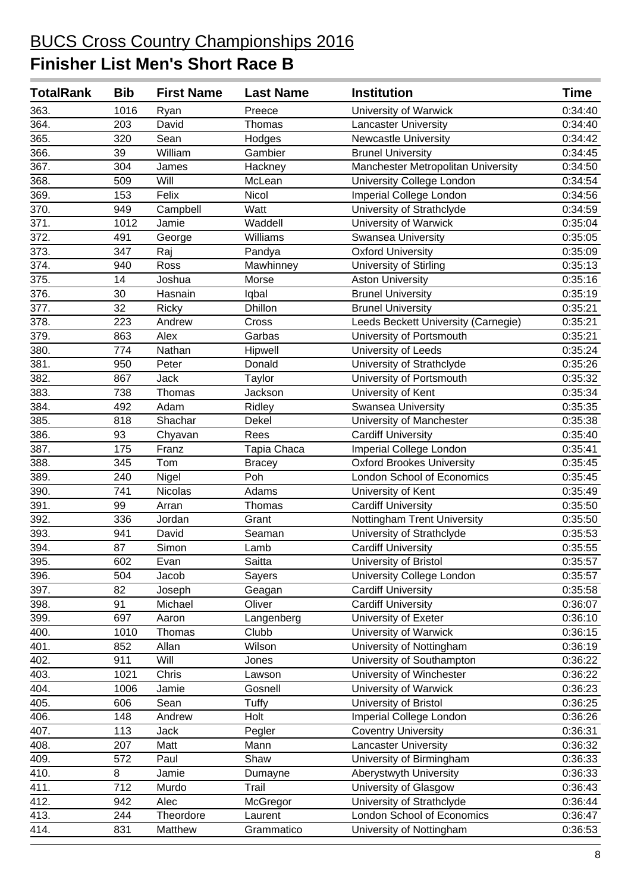# BUCS Cross Country Championships 2016

## Finisher List Men's Short Race B

| TotalRank | Bib | First Name | Last Name | Institution | Time |
|---|---|---|---|---|---|
| 363. | 1016 | Ryan | Preece | University of Warwick | 0:34:40 |
| 364. | 203 | David | Thomas | Lancaster University | 0:34:40 |
| 365. | 320 | Sean | Hodges | Newcastle University | 0:34:42 |
| 366. | 39 | William | Gambier | Brunel University | 0:34:45 |
| 367. | 304 | James | Hackney | Manchester Metropolitan University | 0:34:50 |
| 368. | 509 | Will | McLean | University College London | 0:34:54 |
| 369. | 153 | Felix | Nicol | Imperial College London | 0:34:56 |
| 370. | 949 | Campbell | Watt | University of Strathclyde | 0:34:59 |
| 371. | 1012 | Jamie | Waddell | University of Warwick | 0:35:04 |
| 372. | 491 | George | Williams | Swansea University | 0:35:05 |
| 373. | 347 | Raj | Pandya | Oxford University | 0:35:09 |
| 374. | 940 | Ross | Mawhinney | University of Stirling | 0:35:13 |
| 375. | 14 | Joshua | Morse | Aston University | 0:35:16 |
| 376. | 30 | Hasnain | Iqbal | Brunel University | 0:35:19 |
| 377. | 32 | Ricky | Dhillon | Brunel University | 0:35:21 |
| 378. | 223 | Andrew | Cross | Leeds Beckett University (Carnegie) | 0:35:21 |
| 379. | 863 | Alex | Garbas | University of Portsmouth | 0:35:21 |
| 380. | 774 | Nathan | Hipwell | University of Leeds | 0:35:24 |
| 381. | 950 | Peter | Donald | University of Strathclyde | 0:35:26 |
| 382. | 867 | Jack | Taylor | University of Portsmouth | 0:35:32 |
| 383. | 738 | Thomas | Jackson | University of Kent | 0:35:34 |
| 384. | 492 | Adam | Ridley | Swansea University | 0:35:35 |
| 385. | 818 | Shachar | Dekel | University of Manchester | 0:35:38 |
| 386. | 93 | Chyavan | Rees | Cardiff University | 0:35:40 |
| 387. | 175 | Franz | Tapia Chaca | Imperial College London | 0:35:41 |
| 388. | 345 | Tom | Bracey | Oxford Brookes University | 0:35:45 |
| 389. | 240 | Nigel | Poh | London School of Economics | 0:35:45 |
| 390. | 741 | Nicolas | Adams | University of Kent | 0:35:49 |
| 391. | 99 | Arran | Thomas | Cardiff University | 0:35:50 |
| 392. | 336 | Jordan | Grant | Nottingham Trent University | 0:35:50 |
| 393. | 941 | David | Seaman | University of Strathclyde | 0:35:53 |
| 394. | 87 | Simon | Lamb | Cardiff University | 0:35:55 |
| 395. | 602 | Evan | Saitta | University of Bristol | 0:35:57 |
| 396. | 504 | Jacob | Sayers | University College London | 0:35:57 |
| 397. | 82 | Joseph | Geagan | Cardiff University | 0:35:58 |
| 398. | 91 | Michael | Oliver | Cardiff University | 0:36:07 |
| 399. | 697 | Aaron | Langenberg | University of Exeter | 0:36:10 |
| 400. | 1010 | Thomas | Clubb | University of Warwick | 0:36:15 |
| 401. | 852 | Allan | Wilson | University of Nottingham | 0:36:19 |
| 402. | 911 | Will | Jones | University of Southampton | 0:36:22 |
| 403. | 1021 | Chris | Lawson | University of Winchester | 0:36:22 |
| 404. | 1006 | Jamie | Gosnell | University of Warwick | 0:36:23 |
| 405. | 606 | Sean | Tuffy | University of Bristol | 0:36:25 |
| 406. | 148 | Andrew | Holt | Imperial College London | 0:36:26 |
| 407. | 113 | Jack | Pegler | Coventry University | 0:36:31 |
| 408. | 207 | Matt | Mann | Lancaster University | 0:36:32 |
| 409. | 572 | Paul | Shaw | University of Birmingham | 0:36:33 |
| 410. | 8 | Jamie | Dumayne | Aberystwyth University | 0:36:33 |
| 411. | 712 | Murdo | Trail | University of Glasgow | 0:36:43 |
| 412. | 942 | Alec | McGregor | University of Strathclyde | 0:36:44 |
| 413. | 244 | Theordore | Laurent | London School of Economics | 0:36:47 |
| 414. | 831 | Matthew | Grammatico | University of Nottingham | 0:36:53 |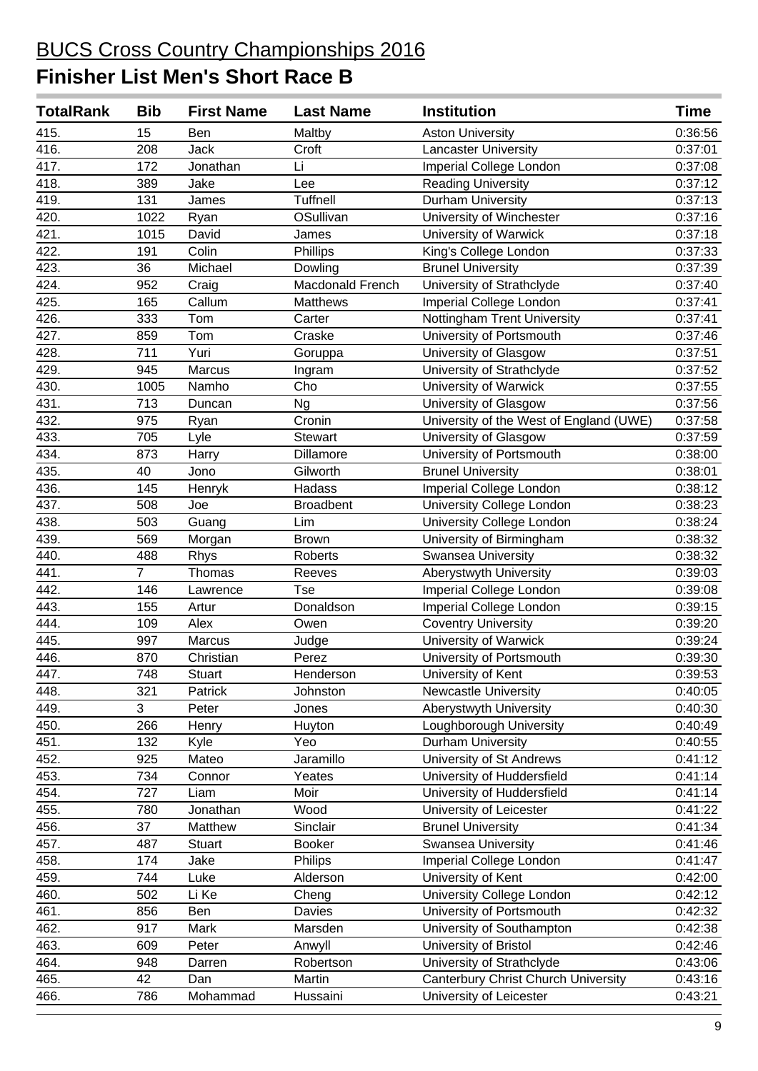# BUCS Cross Country Championships 2016

## Finisher List Men's Short Race B

| TotalRank | Bib | First Name | Last Name | Institution | Time |
|---|---|---|---|---|---|
| 415. | 15 | Ben | Maltby | Aston University | 0:36:56 |
| 416. | 208 | Jack | Croft | Lancaster University | 0:37:01 |
| 417. | 172 | Jonathan | Li | Imperial College London | 0:37:08 |
| 418. | 389 | Jake | Lee | Reading University | 0:37:12 |
| 419. | 131 | James | Tuffnell | Durham University | 0:37:13 |
| 420. | 1022 | Ryan | OSullivan | University of Winchester | 0:37:16 |
| 421. | 1015 | David | James | University of Warwick | 0:37:18 |
| 422. | 191 | Colin | Phillips | King's College London | 0:37:33 |
| 423. | 36 | Michael | Dowling | Brunel University | 0:37:39 |
| 424. | 952 | Craig | Macdonald French | University of Strathclyde | 0:37:40 |
| 425. | 165 | Callum | Matthews | Imperial College London | 0:37:41 |
| 426. | 333 | Tom | Carter | Nottingham Trent University | 0:37:41 |
| 427. | 859 | Tom | Craske | University of Portsmouth | 0:37:46 |
| 428. | 711 | Yuri | Goruppa | University of Glasgow | 0:37:51 |
| 429. | 945 | Marcus | Ingram | University of Strathclyde | 0:37:52 |
| 430. | 1005 | Namho | Cho | University of Warwick | 0:37:55 |
| 431. | 713 | Duncan | Ng | University of Glasgow | 0:37:56 |
| 432. | 975 | Ryan | Cronin | University of the West of England (UWE) | 0:37:58 |
| 433. | 705 | Lyle | Stewart | University of Glasgow | 0:37:59 |
| 434. | 873 | Harry | Dillamore | University of Portsmouth | 0:38:00 |
| 435. | 40 | Jono | Gilworth | Brunel University | 0:38:01 |
| 436. | 145 | Henryk | Hadass | Imperial College London | 0:38:12 |
| 437. | 508 | Joe | Broadbent | University College London | 0:38:23 |
| 438. | 503 | Guang | Lim | University College London | 0:38:24 |
| 439. | 569 | Morgan | Brown | University of Birmingham | 0:38:32 |
| 440. | 488 | Rhys | Roberts | Swansea University | 0:38:32 |
| 441. | 7 | Thomas | Reeves | Aberystwyth University | 0:39:03 |
| 442. | 146 | Lawrence | Tse | Imperial College London | 0:39:08 |
| 443. | 155 | Artur | Donaldson | Imperial College London | 0:39:15 |
| 444. | 109 | Alex | Owen | Coventry University | 0:39:20 |
| 445. | 997 | Marcus | Judge | University of Warwick | 0:39:24 |
| 446. | 870 | Christian | Perez | University of Portsmouth | 0:39:30 |
| 447. | 748 | Stuart | Henderson | University of Kent | 0:39:53 |
| 448. | 321 | Patrick | Johnston | Newcastle University | 0:40:05 |
| 449. | 3 | Peter | Jones | Aberystwyth University | 0:40:30 |
| 450. | 266 | Henry | Huyton | Loughborough University | 0:40:49 |
| 451. | 132 | Kyle | Yeo | Durham University | 0:40:55 |
| 452. | 925 | Mateo | Jaramillo | University of St Andrews | 0:41:12 |
| 453. | 734 | Connor | Yeates | University of Huddersfield | 0:41:14 |
| 454. | 727 | Liam | Moir | University of Huddersfield | 0:41:14 |
| 455. | 780 | Jonathan | Wood | University of Leicester | 0:41:22 |
| 456. | 37 | Matthew | Sinclair | Brunel University | 0:41:34 |
| 457. | 487 | Stuart | Booker | Swansea University | 0:41:46 |
| 458. | 174 | Jake | Philips | Imperial College London | 0:41:47 |
| 459. | 744 | Luke | Alderson | University of Kent | 0:42:00 |
| 460. | 502 | Li Ke | Cheng | University College London | 0:42:12 |
| 461. | 856 | Ben | Davies | University of Portsmouth | 0:42:32 |
| 462. | 917 | Mark | Marsden | University of Southampton | 0:42:38 |
| 463. | 609 | Peter | Anwyll | University of Bristol | 0:42:46 |
| 464. | 948 | Darren | Robertson | University of Strathclyde | 0:43:06 |
| 465. | 42 | Dan | Martin | Canterbury Christ Church University | 0:43:16 |
| 466. | 786 | Mohammad | Hussaini | University of Leicester | 0:43:21 |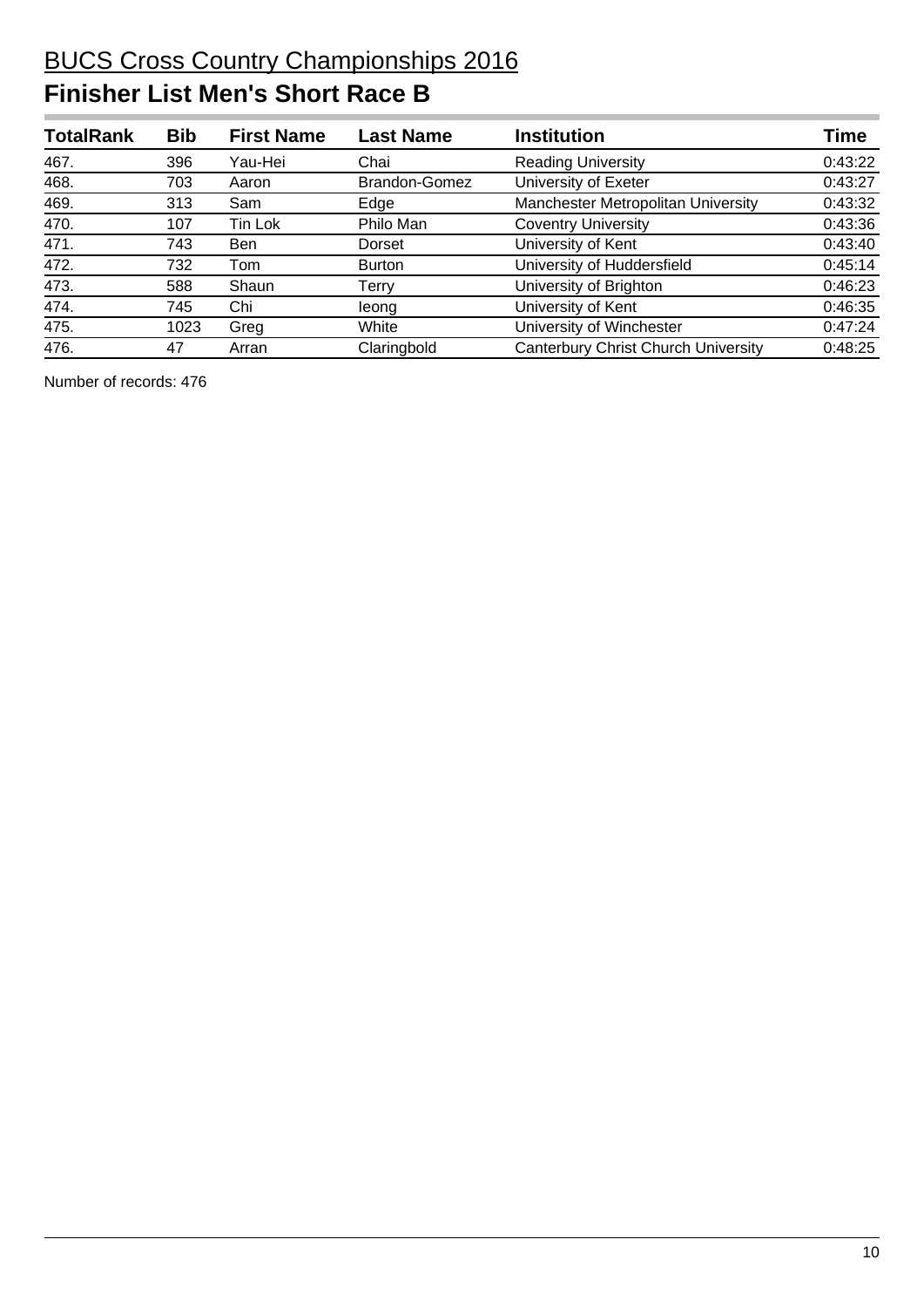# BUCS Cross Country Championships 2016

## Finisher List Men's Short Race B

| TotalRank | Bib | First Name | Last Name | Institution | Time |
|---|---|---|---|---|---|
| 467. | 396 | Yau-Hei | Chai | Reading University | 0:43:22 |
| 468. | 703 | Aaron | Brandon-Gomez | University of Exeter | 0:43:27 |
| 469. | 313 | Sam | Edge | Manchester Metropolitan University | 0:43:32 |
| 470. | 107 | Tin Lok | Philo Man | Coventry University | 0:43:36 |
| 471. | 743 | Ben | Dorset | University of Kent | 0:43:40 |
| 472. | 732 | Tom | Burton | University of Huddersfield | 0:45:14 |
| 473. | 588 | Shaun | Terry | University of Brighton | 0:46:23 |
| 474. | 745 | Chi | Ieong | University of Kent | 0:46:35 |
| 475. | 1023 | Greg | White | University of Winchester | 0:47:24 |
| 476. | 47 | Arran | Claringbold | Canterbury Christ Church University | 0:48:25 |

Number of records: 476